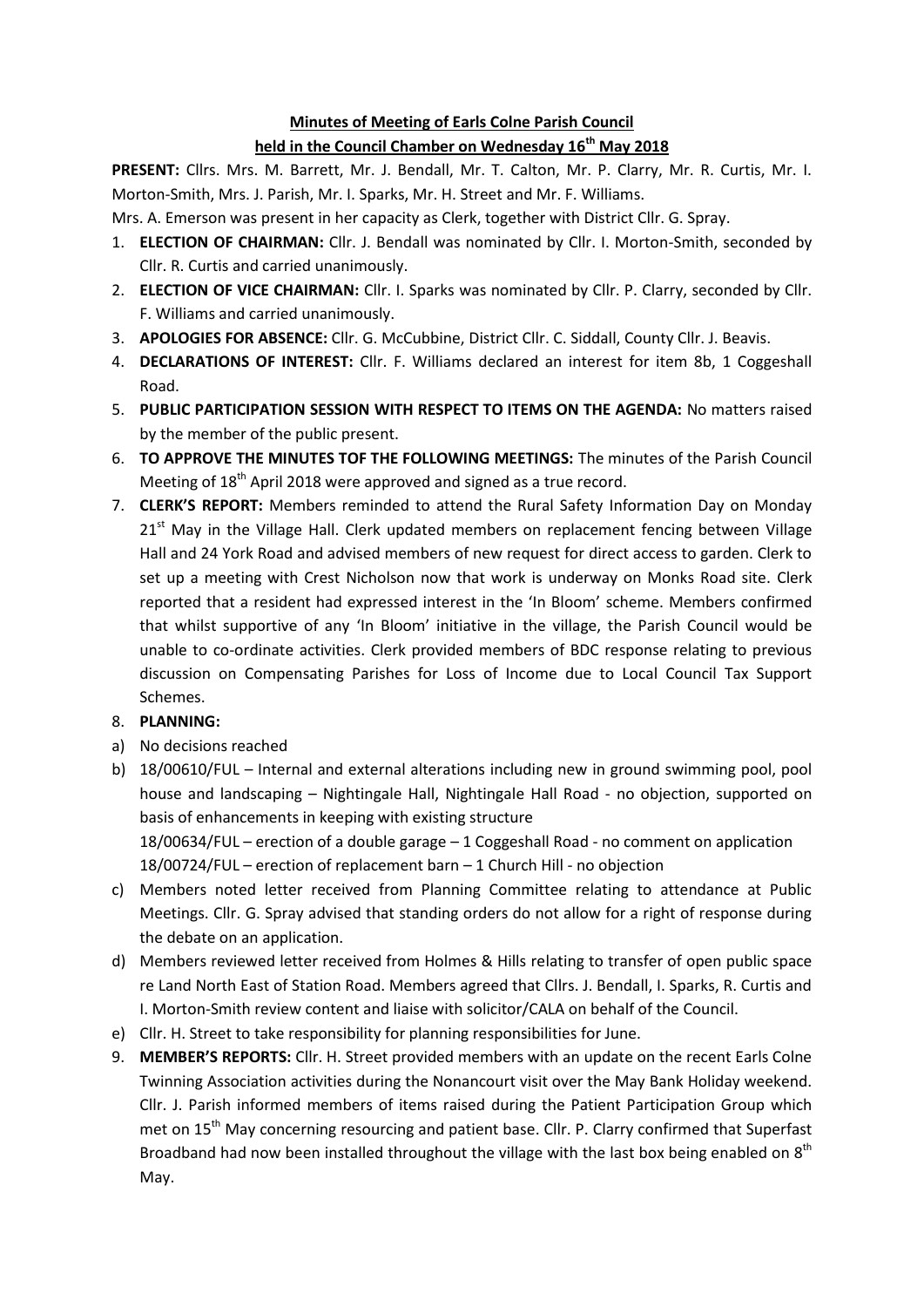# Minutes of Meeting of Earls Colne Parish Council

## held in the Council Chamber on Wednesday 16th May 2018

**PRESENT:** Cllrs. Mrs. M. Barrett, Mr. J. Bendall, Mr. T. Calton, Mr. P. Clarry, Mr. R. Curtis, Mr. I. Morton-Smith, Mrs. J. Parish, Mr. I. Sparks, Mr. H. Street and Mr. F. Williams.

Mrs. A. Emerson was present in her capacity as Clerk, together with District Cllr. G. Spray.

1. **ELECTION OF CHAIRMAN:** Cllr. J. Bendall was nominated by Cllr. I. Morton-Smith, seconded by Cllr. R. Curtis and carried unanimously.
2. **ELECTION OF VICE CHAIRMAN:** Cllr. I. Sparks was nominated by Cllr. P. Clarry, seconded by Cllr. F. Williams and carried unanimously.
3. **APOLOGIES FOR ABSENCE:** Cllr. G. McCubbine, District Cllr. C. Siddall, County Cllr. J. Beavis.
4. **DECLARATIONS OF INTEREST:** Cllr. F. Williams declared an interest for item 8b, 1 Coggeshall Road.
5. **PUBLIC PARTICIPATION SESSION WITH RESPECT TO ITEMS ON THE AGENDA:** No matters raised by the member of the public present.
6. **TO APPROVE THE MINUTES TOF THE FOLLOWING MEETINGS:** The minutes of the Parish Council Meeting of 18th April 2018 were approved and signed as a true record.
7. **CLERK'S REPORT:** Members reminded to attend the Rural Safety Information Day on Monday 21st May in the Village Hall. Clerk updated members on replacement fencing between Village Hall and 24 York Road and advised members of new request for direct access to garden. Clerk to set up a meeting with Crest Nicholson now that work is underway on Monks Road site. Clerk reported that a resident had expressed interest in the 'In Bloom' scheme. Members confirmed that whilst supportive of any 'In Bloom' initiative in the village, the Parish Council would be unable to co-ordinate activities. Clerk provided members of BDC response relating to previous discussion on Compensating Parishes for Loss of Income due to Local Council Tax Support Schemes.
8. **PLANNING:**

a) No decisions reached

b) 18/00610/FUL – Internal and external alterations including new in ground swimming pool, pool house and landscaping – Nightingale Hall, Nightingale Hall Road - no objection, supported on basis of enhancements in keeping with existing structure

18/00634/FUL – erection of a double garage – 1 Coggeshall Road - no comment on application

18/00724/FUL – erection of replacement barn – 1 Church Hill - no objection

c) Members noted letter received from Planning Committee relating to attendance at Public Meetings. Cllr. G. Spray advised that standing orders do not allow for a right of response during the debate on an application.

d) Members reviewed letter received from Holmes & Hills relating to transfer of open public space re Land North East of Station Road. Members agreed that Cllrs. J. Bendall, I. Sparks, R. Curtis and I. Morton-Smith review content and liaise with solicitor/CALA on behalf of the Council.

e) Cllr. H. Street to take responsibility for planning responsibilities for June.

9. **MEMBER'S REPORTS:** Cllr. H. Street provided members with an update on the recent Earls Colne Twinning Association activities during the Nonancourt visit over the May Bank Holiday weekend. Cllr. J. Parish informed members of items raised during the Patient Participation Group which met on 15th May concerning resourcing and patient base. Cllr. P. Clarry confirmed that Superfast Broadband had now been installed throughout the village with the last box being enabled on 8th May.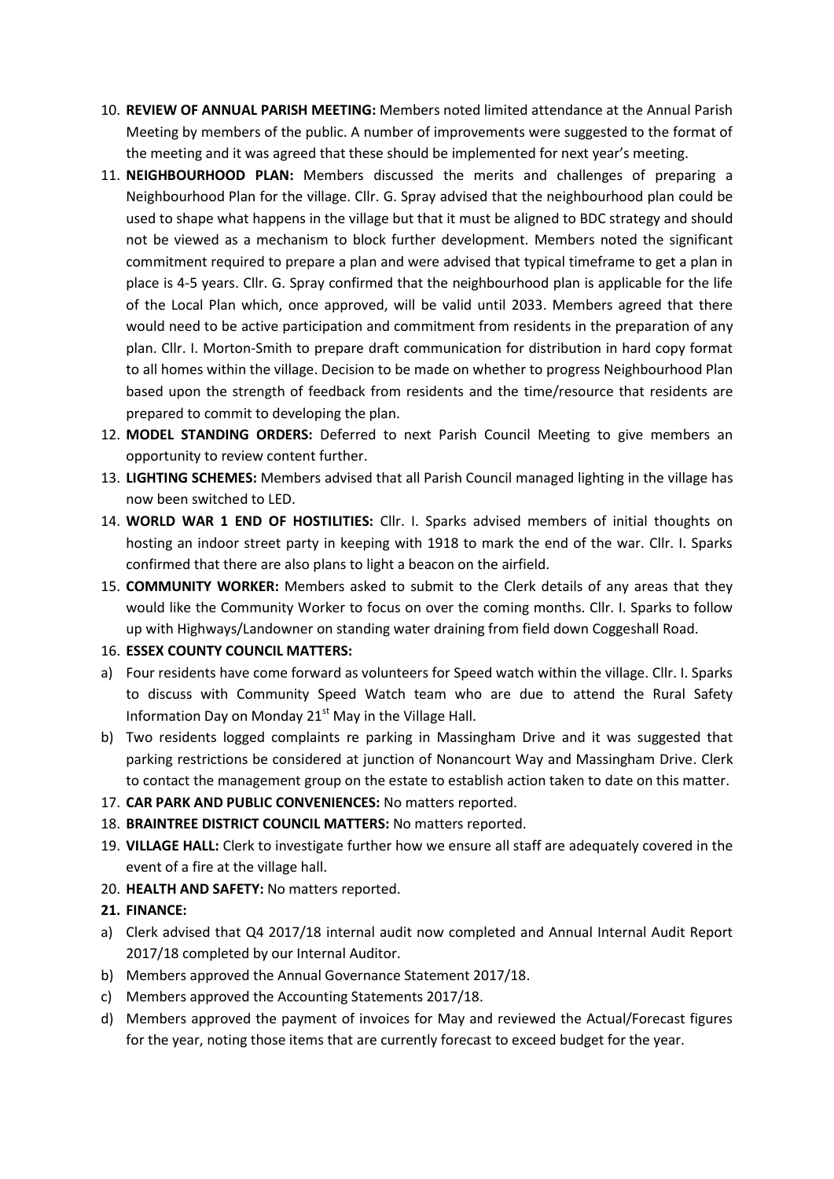10. **REVIEW OF ANNUAL PARISH MEETING:** Members noted limited attendance at the Annual Parish Meeting by members of the public. A number of improvements were suggested to the format of the meeting and it was agreed that these should be implemented for next year's meeting.
11. **NEIGHBOURHOOD PLAN:** Members discussed the merits and challenges of preparing a Neighbourhood Plan for the village. Cllr. G. Spray advised that the neighbourhood plan could be used to shape what happens in the village but that it must be aligned to BDC strategy and should not be viewed as a mechanism to block further development. Members noted the significant commitment required to prepare a plan and were advised that typical timeframe to get a plan in place is 4-5 years. Cllr. G. Spray confirmed that the neighbourhood plan is applicable for the life of the Local Plan which, once approved, will be valid until 2033. Members agreed that there would need to be active participation and commitment from residents in the preparation of any plan. Cllr. I. Morton-Smith to prepare draft communication for distribution in hard copy format to all homes within the village. Decision to be made on whether to progress Neighbourhood Plan based upon the strength of feedback from residents and the time/resource that residents are prepared to commit to developing the plan.
12. **MODEL STANDING ORDERS:** Deferred to next Parish Council Meeting to give members an opportunity to review content further.
13. **LIGHTING SCHEMES:** Members advised that all Parish Council managed lighting in the village has now been switched to LED.
14. **WORLD WAR 1 END OF HOSTILITIES:** Cllr. I. Sparks advised members of initial thoughts on hosting an indoor street party in keeping with 1918 to mark the end of the war. Cllr. I. Sparks confirmed that there are also plans to light a beacon on the airfield.
15. **COMMUNITY WORKER:** Members asked to submit to the Clerk details of any areas that they would like the Community Worker to focus on over the coming months. Cllr. I. Sparks to follow up with Highways/Landowner on standing water draining from field down Coggeshall Road.
16. **ESSEX COUNTY COUNCIL MATTERS:**

a) Four residents have come forward as volunteers for Speed watch within the village. Cllr. I. Sparks to discuss with Community Speed Watch team who are due to attend the Rural Safety Information Day on Monday 21st May in the Village Hall.

b) Two residents logged complaints re parking in Massingham Drive and it was suggested that parking restrictions be considered at junction of Nonancourt Way and Massingham Drive. Clerk to contact the management group on the estate to establish action taken to date on this matter.

17. **CAR PARK AND PUBLIC CONVENIENCES:** No matters reported.
18. **BRAINTREE DISTRICT COUNCIL MATTERS:** No matters reported.
19. **VILLAGE HALL:** Clerk to investigate further how we ensure all staff are adequately covered in the event of a fire at the village hall.
20. **HEALTH AND SAFETY:** No matters reported.
21. **FINANCE:**

a) Clerk advised that Q4 2017/18 internal audit now completed and Annual Internal Audit Report 2017/18 completed by our Internal Auditor.

b) Members approved the Annual Governance Statement 2017/18.

c) Members approved the Accounting Statements 2017/18.

d) Members approved the payment of invoices for May and reviewed the Actual/Forecast figures for the year, noting those items that are currently forecast to exceed budget for the year.